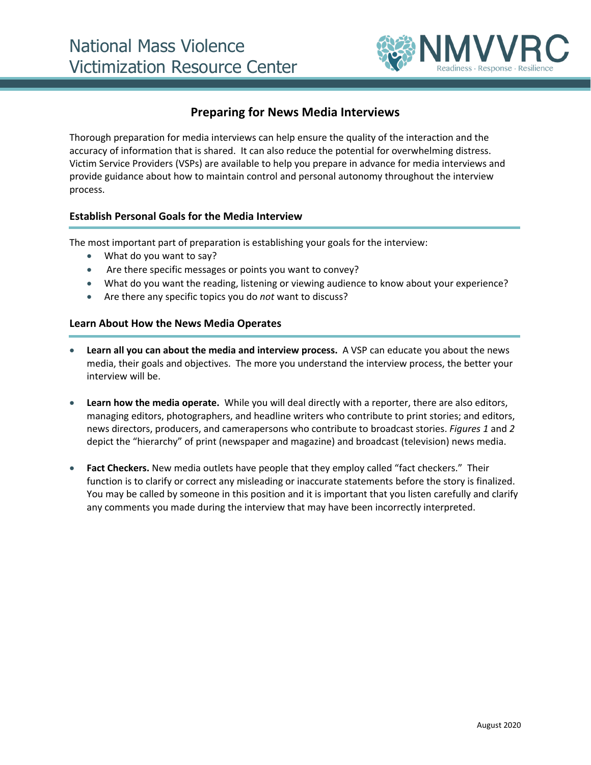National Mass Violence Victimization Resource Center

NMVVRC
Readiness · Response · Resilience

# Preparing for News Media Interviews

Thorough preparation for media interviews can help ensure the quality of the interaction and the accuracy of information that is shared. It can also reduce the potential for overwhelming distress. Victim Service Providers (VSPs) are available to help you prepare in advance for media interviews and provide guidance about how to maintain control and personal autonomy throughout the interview process.

## Establish Personal Goals for the Media Interview

The most important part of preparation is establishing your goals for the interview:

- What do you want to say?
- Are there specific messages or points you want to convey?
- What do you want the reading, listening or viewing audience to know about your experience?
- Are there any specific topics you do *not* want to discuss?

## Learn About How the News Media Operates

- **Learn all you can about the media and interview process.** A VSP can educate you about the news media, their goals and objectives. The more you understand the interview process, the better your interview will be.

- **Learn how the media operate.** While you will deal directly with a reporter, there are also editors, managing editors, photographers, and headline writers who contribute to print stories; and editors, news directors, producers, and camerapersons who contribute to broadcast stories. *Figures 1* and *2* depict the "hierarchy" of print (newspaper and magazine) and broadcast (television) news media.

- **Fact Checkers.** New media outlets have people that they employ called "fact checkers." Their function is to clarify or correct any misleading or inaccurate statements before the story is finalized. You may be called by someone in this position and it is important that you listen carefully and clarify any comments you made during the interview that may have been incorrectly interpreted.

August 2020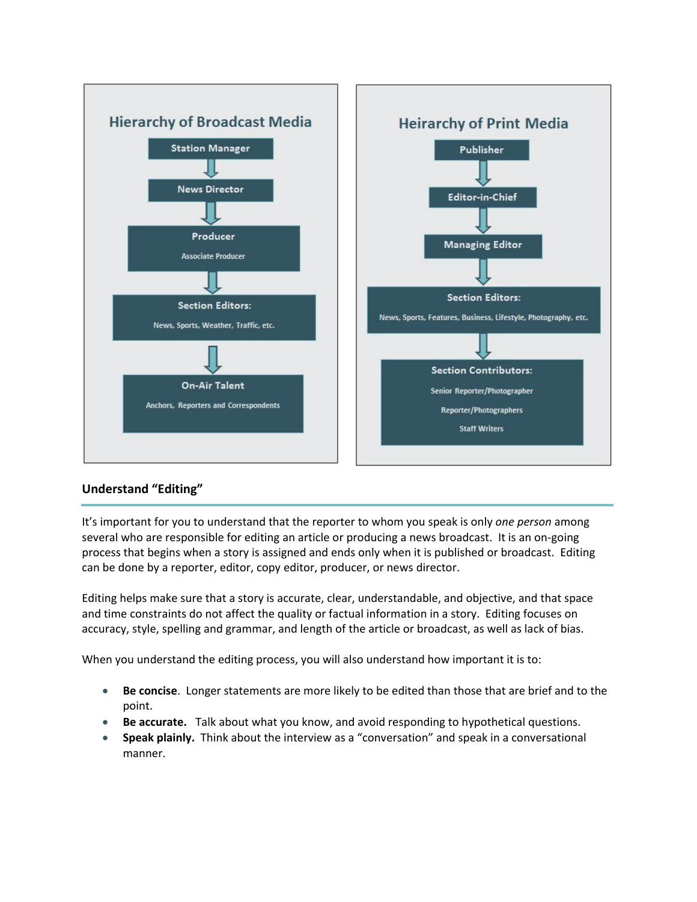**Hierarchy of Broadcast Media**

- Station Manager
- ↓ News Director
- ↓ Producer
  - Associate Producer
- ↓ Section Editors:
  - News, Sports, Weather, Traffic, etc.
- ↓ On-Air Talent
  - Anchors, Reporters and Correspondents

**Heirarchy of Print Media**

- Publisher
- ↓ Editor-in-Chief
- ↓ Managing Editor
- ↓ Section Editors:
  - News, Sports, Features, Business, Lifestyle, Photography, etc.
- ↓ Section Contributors:
  - Senior Reporter/Photographer
  - Reporter/Photographers
  - Staff Writers

## Understand "Editing"

It's important for you to understand that the reporter to whom you speak is only *one person* among several who are responsible for editing an article or producing a news broadcast. It is an on-going process that begins when a story is assigned and ends only when it is published or broadcast. Editing can be done by a reporter, editor, copy editor, producer, or news director.

Editing helps make sure that a story is accurate, clear, understandable, and objective, and that space and time constraints do not affect the quality or factual information in a story. Editing focuses on accuracy, style, spelling and grammar, and length of the article or broadcast, as well as lack of bias.

When you understand the editing process, you will also understand how important it is to:

- **Be concise**. Longer statements are more likely to be edited than those that are brief and to the point.
- **Be accurate.** Talk about what you know, and avoid responding to hypothetical questions.
- **Speak plainly.** Think about the interview as a "conversation" and speak in a conversational manner.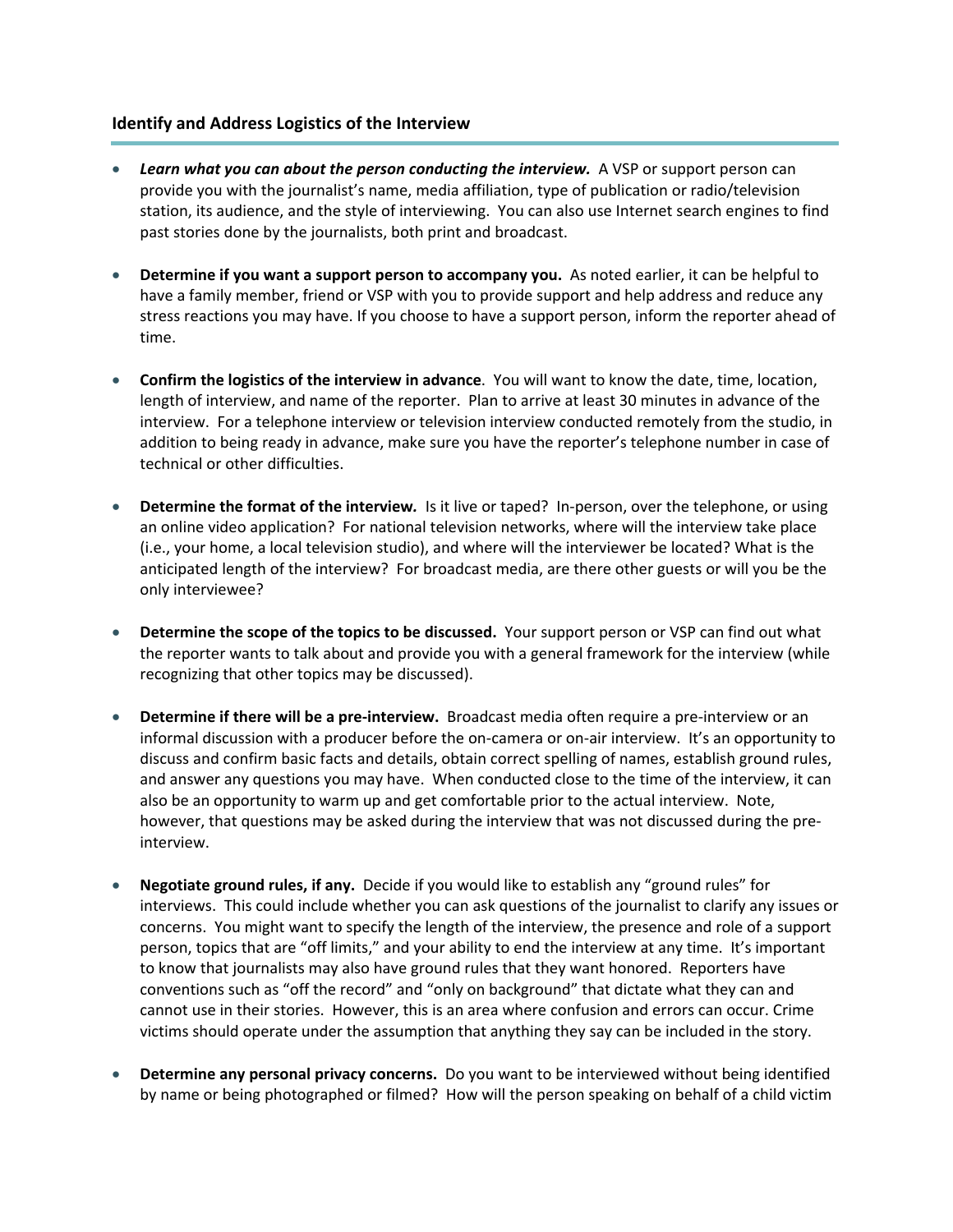### Identify and Address Logistics of the Interview

- ***Learn what you can about the person conducting the interview.*** A VSP or support person can provide you with the journalist's name, media affiliation, type of publication or radio/television station, its audience, and the style of interviewing. You can also use Internet search engines to find past stories done by the journalists, both print and broadcast.
- **Determine if you want a support person to accompany you.** As noted earlier, it can be helpful to have a family member, friend or VSP with you to provide support and help address and reduce any stress reactions you may have. If you choose to have a support person, inform the reporter ahead of time.
- **Confirm the logistics of the interview in advance**. You will want to know the date, time, location, length of interview, and name of the reporter. Plan to arrive at least 30 minutes in advance of the interview. For a telephone interview or television interview conducted remotely from the studio, in addition to being ready in advance, make sure you have the reporter's telephone number in case of technical or other difficulties.
- **Determine the format of the interview.** Is it live or taped? In-person, over the telephone, or using an online video application? For national television networks, where will the interview take place (i.e., your home, a local television studio), and where will the interviewer be located? What is the anticipated length of the interview? For broadcast media, are there other guests or will you be the only interviewee?
- **Determine the scope of the topics to be discussed.** Your support person or VSP can find out what the reporter wants to talk about and provide you with a general framework for the interview (while recognizing that other topics may be discussed).
- **Determine if there will be a pre-interview.** Broadcast media often require a pre-interview or an informal discussion with a producer before the on-camera or on-air interview. It's an opportunity to discuss and confirm basic facts and details, obtain correct spelling of names, establish ground rules, and answer any questions you may have. When conducted close to the time of the interview, it can also be an opportunity to warm up and get comfortable prior to the actual interview. Note, however, that questions may be asked during the interview that was not discussed during the pre-interview.
- **Negotiate ground rules, if any.** Decide if you would like to establish any "ground rules" for interviews. This could include whether you can ask questions of the journalist to clarify any issues or concerns. You might want to specify the length of the interview, the presence and role of a support person, topics that are "off limits," and your ability to end the interview at any time. It's important to know that journalists may also have ground rules that they want honored. Reporters have conventions such as "off the record" and "only on background" that dictate what they can and cannot use in their stories. However, this is an area where confusion and errors can occur. Crime victims should operate under the assumption that anything they say can be included in the story.
- **Determine any personal privacy concerns.** Do you want to be interviewed without being identified by name or being photographed or filmed? How will the person speaking on behalf of a child victim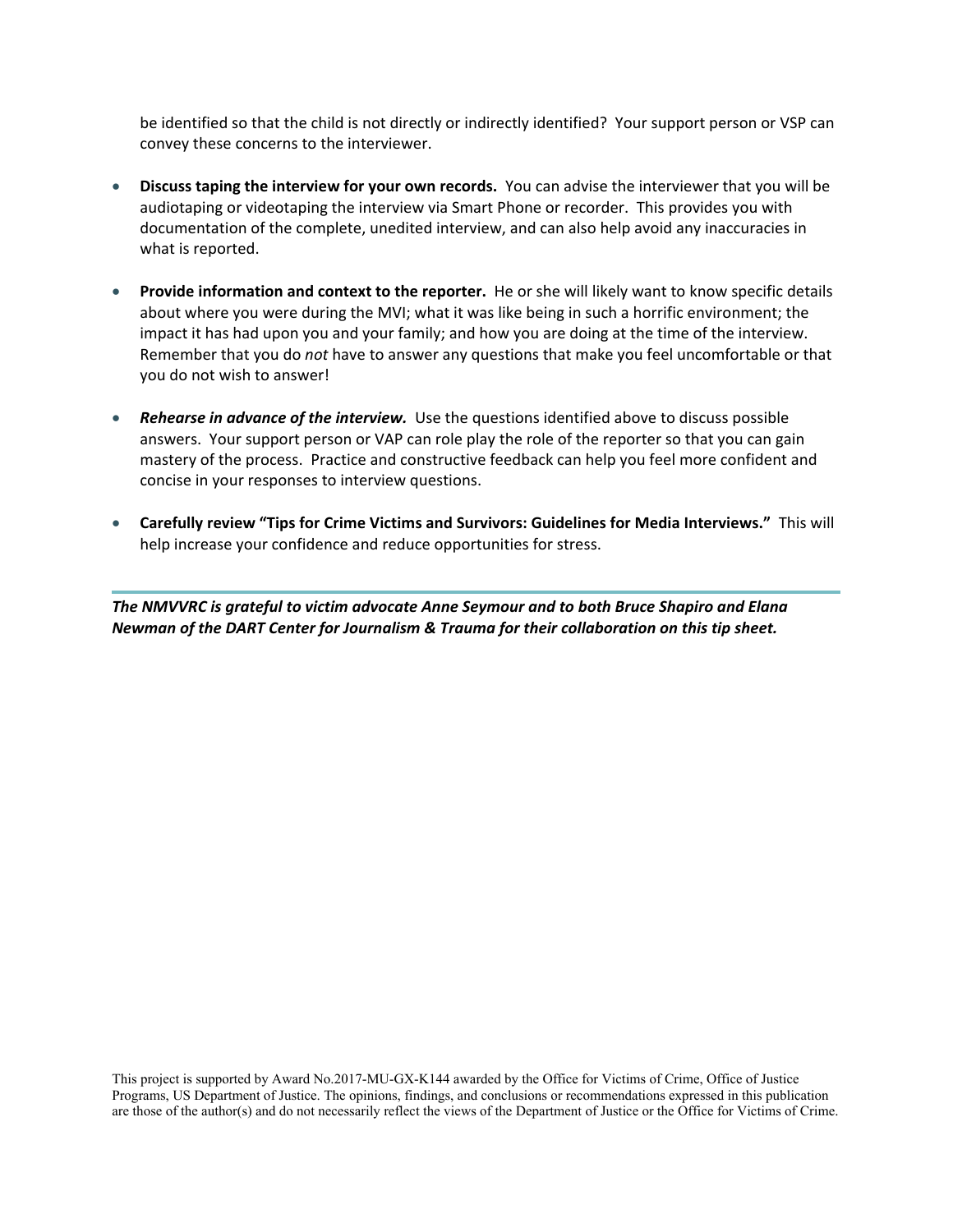be identified so that the child is not directly or indirectly identified? Your support person or VSP can convey these concerns to the interviewer.

- **Discuss taping the interview for your own records.** You can advise the interviewer that you will be audiotaping or videotaping the interview via Smart Phone or recorder. This provides you with documentation of the complete, unedited interview, and can also help avoid any inaccuracies in what is reported.

- **Provide information and context to the reporter.** He or she will likely want to know specific details about where you were during the MVI; what it was like being in such a horrific environment; the impact it has had upon you and your family; and how you are doing at the time of the interview. Remember that you do *not* have to answer any questions that make you feel uncomfortable or that you do not wish to answer!

- ***Rehearse in advance of the interview.*** Use the questions identified above to discuss possible answers. Your support person or VAP can role play the role of the reporter so that you can gain mastery of the process. Practice and constructive feedback can help you feel more confident and concise in your responses to interview questions.

- **Carefully review "Tips for Crime Victims and Survivors: Guidelines for Media Interviews."** This will help increase your confidence and reduce opportunities for stress.

---

***The NMVVRC is grateful to victim advocate Anne Seymour and to both Bruce Shapiro and Elana Newman of the DART Center for Journalism & Trauma for their collaboration on this tip sheet.***

This project is supported by Award No.2017-MU-GX-K144 awarded by the Office for Victims of Crime, Office of Justice Programs, US Department of Justice. The opinions, findings, and conclusions or recommendations expressed in this publication are those of the author(s) and do not necessarily reflect the views of the Department of Justice or the Office for Victims of Crime.